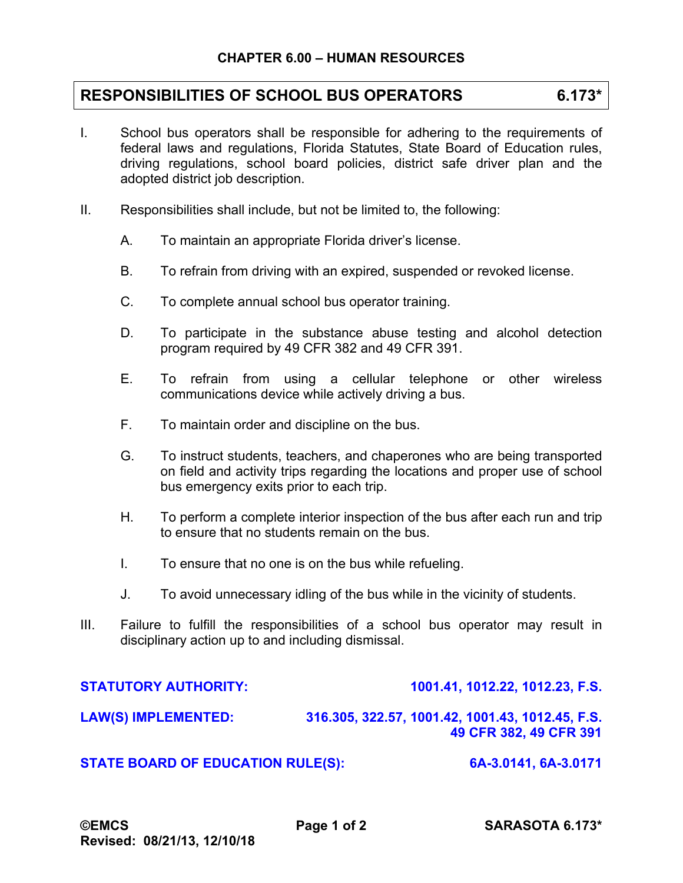## CHAPTER 6.00 – HUMAN RESOURCES

# RESPONSIBILITIES OF SCHOOL BUS OPERATORS 6.173*

I. School bus operators shall be responsible for adhering to the requirements of federal laws and regulations, Florida Statutes, State Board of Education rules, driving regulations, school board policies, district safe driver plan and the adopted district job description.

II. Responsibilities shall include, but not be limited to, the following:

   A. To maintain an appropriate Florida driver's license.

   B. To refrain from driving with an expired, suspended or revoked license.

   C. To complete annual school bus operator training.

   D. To participate in the substance abuse testing and alcohol detection program required by 49 CFR 382 and 49 CFR 391.

   E. To refrain from using a cellular telephone or other wireless communications device while actively driving a bus.

   F. To maintain order and discipline on the bus.

   G. To instruct students, teachers, and chaperones who are being transported on field and activity trips regarding the locations and proper use of school bus emergency exits prior to each trip.

   H. To perform a complete interior inspection of the bus after each run and trip to ensure that no students remain on the bus.

   I. To ensure that no one is on the bus while refueling.

   J. To avoid unnecessary idling of the bus while in the vicinity of students.

III. Failure to fulfill the responsibilities of a school bus operator may result in disciplinary action up to and including dismissal.

**STATUTORY AUTHORITY:** **1001.41, 1012.22, 1012.23, F.S.**

**LAW(S) IMPLEMENTED:** **316.305, 322.57, 1001.42, 1001.43, 1012.45, F.S. 49 CFR 382, 49 CFR 391**

**STATE BOARD OF EDUCATION RULE(S):** **6A-3.0141, 6A-3.0171**

**©EMCS**
**Revised: 08/21/13, 12/10/18**
**SARASOTA 6.173***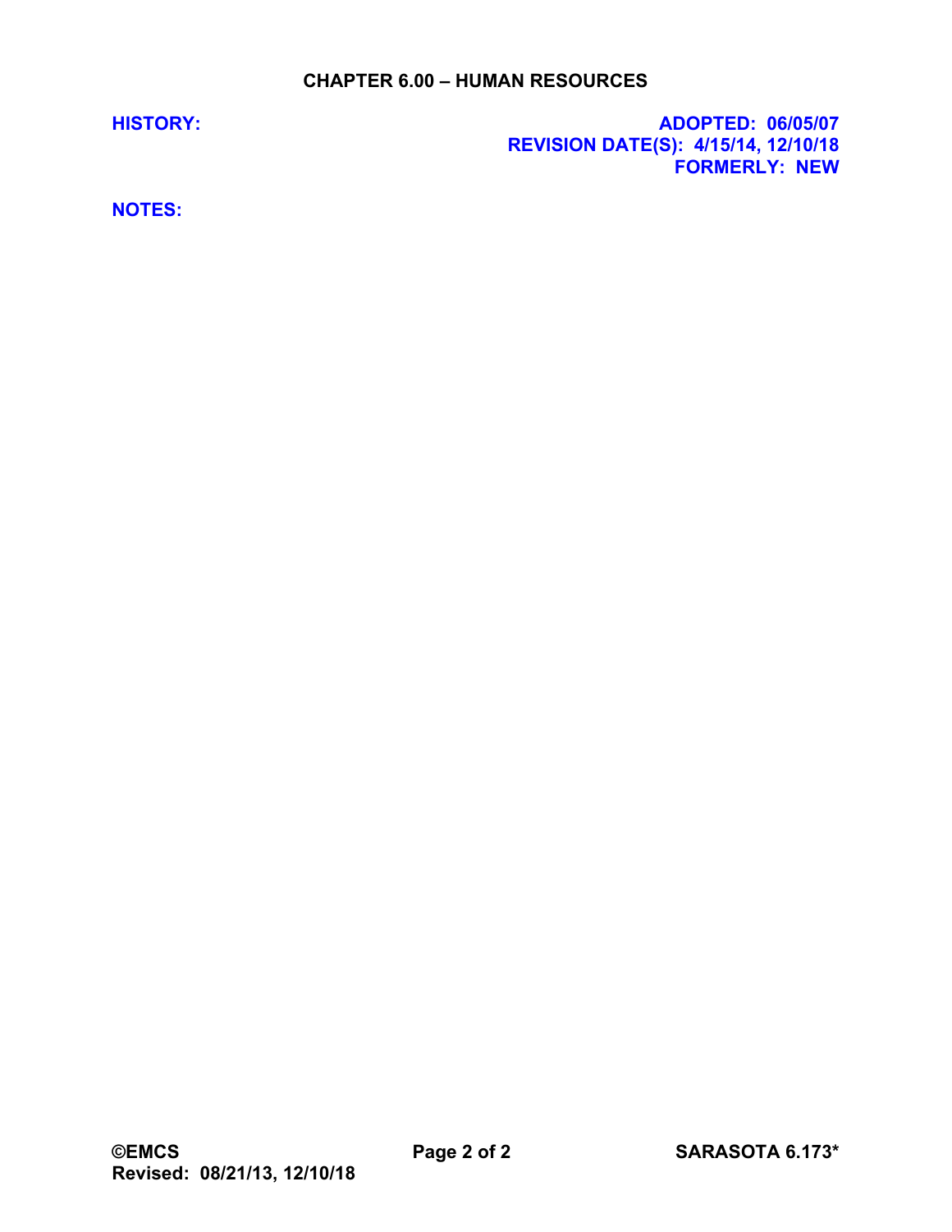**HISTORY:**

**ADOPTED: 06/05/07**
**REVISION DATE(S): 4/15/14, 12/10/18**
**FORMERLY: NEW**

**NOTES:**